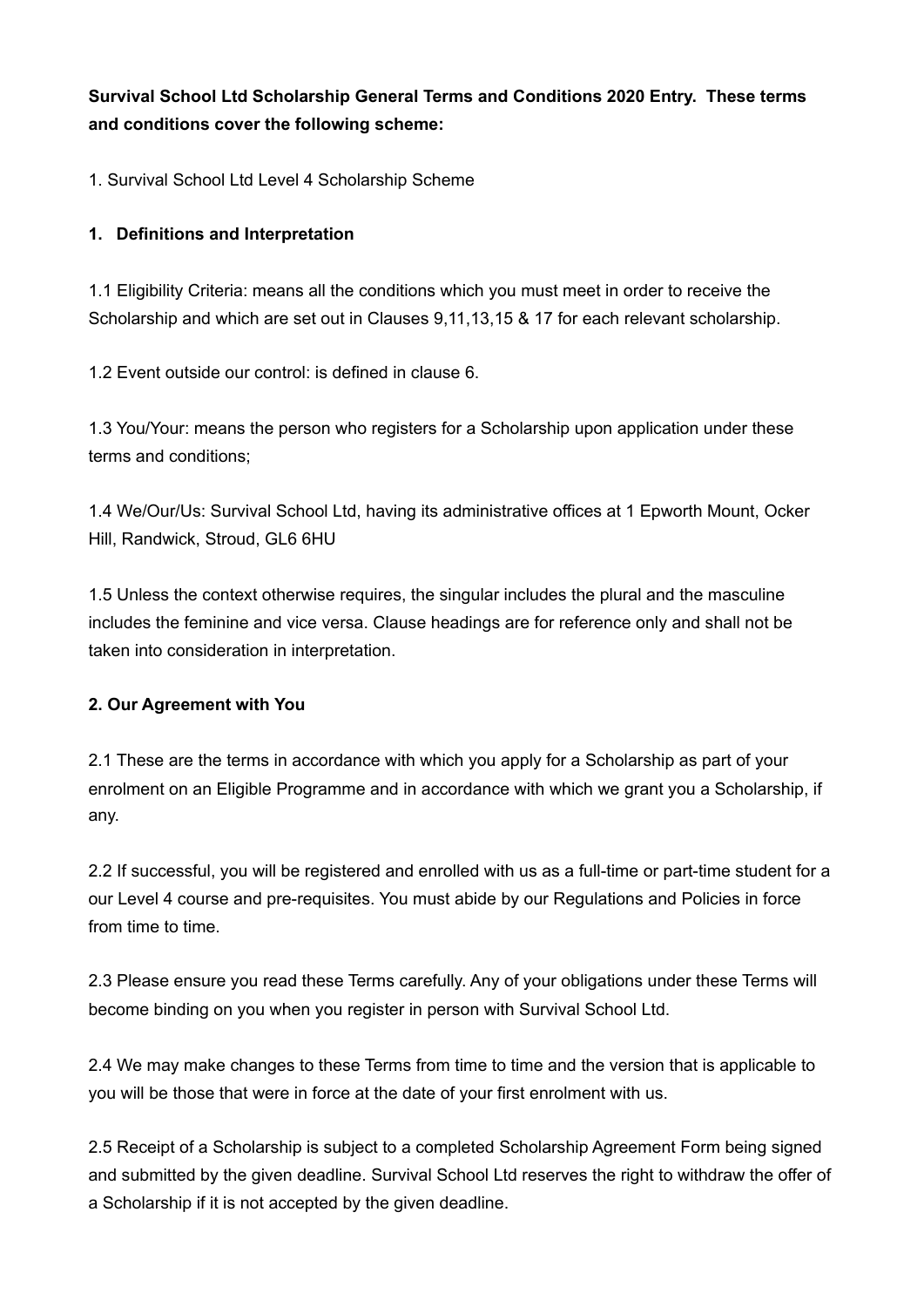**Survival School Ltd Scholarship General Terms and Conditions 2020 Entry. These terms and conditions cover the following scheme:**

1. Survival School Ltd Level 4 Scholarship Scheme

## 1. Definitions and Interpretation

1.1 Eligibility Criteria: means all the conditions which you must meet in order to receive the Scholarship and which are set out in Clauses 9,11,13,15 & 17 for each relevant scholarship.

1.2 Event outside our control: is defined in clause 6.

1.3 You/Your: means the person who registers for a Scholarship upon application under these terms and conditions;

1.4 We/Our/Us: Survival School Ltd, having its administrative offices at 1 Epworth Mount, Ocker Hill, Randwick, Stroud, GL6 6HU

1.5 Unless the context otherwise requires, the singular includes the plural and the masculine includes the feminine and vice versa. Clause headings are for reference only and shall not be taken into consideration in interpretation.

## 2. Our Agreement with You

2.1 These are the terms in accordance with which you apply for a Scholarship as part of your enrolment on an Eligible Programme and in accordance with which we grant you a Scholarship, if any.

2.2 If successful, you will be registered and enrolled with us as a full-time or part-time student for a our Level 4 course and pre-requisites. You must abide by our Regulations and Policies in force from time to time.

2.3 Please ensure you read these Terms carefully. Any of your obligations under these Terms will become binding on you when you register in person with Survival School Ltd.

2.4 We may make changes to these Terms from time to time and the version that is applicable to you will be those that were in force at the date of your first enrolment with us.

2.5 Receipt of a Scholarship is subject to a completed Scholarship Agreement Form being signed and submitted by the given deadline. Survival School Ltd reserves the right to withdraw the offer of a Scholarship if it is not accepted by the given deadline.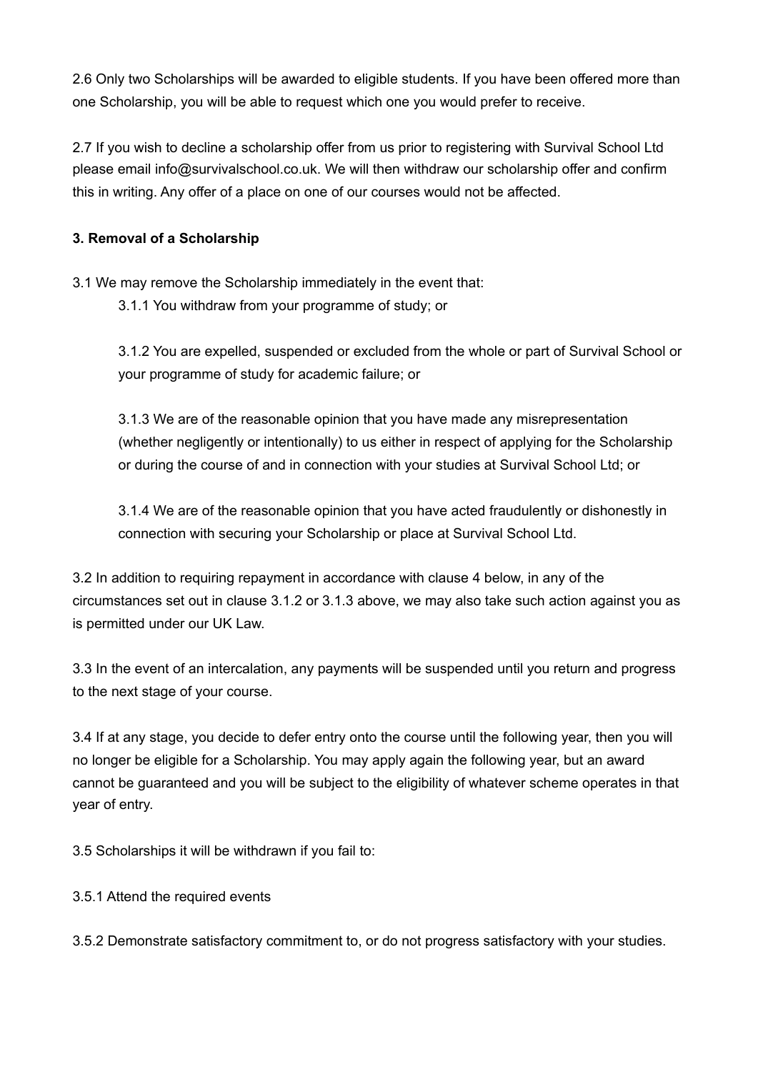2.6 Only two Scholarships will be awarded to eligible students. If you have been offered more than one Scholarship, you will be able to request which one you would prefer to receive.

2.7 If you wish to decline a scholarship offer from us prior to registering with Survival School Ltd please email info@survivalschool.co.uk. We will then withdraw our scholarship offer and confirm this in writing. Any offer of a place on one of our courses would not be affected.

**3. Removal of a Scholarship**

3.1 We may remove the Scholarship immediately in the event that:

> 3.1.1 You withdraw from your programme of study; or
>
> 3.1.2 You are expelled, suspended or excluded from the whole or part of Survival School or your programme of study for academic failure; or
>
> 3.1.3 We are of the reasonable opinion that you have made any misrepresentation (whether negligently or intentionally) to us either in respect of applying for the Scholarship or during the course of and in connection with your studies at Survival School Ltd; or
>
> 3.1.4 We are of the reasonable opinion that you have acted fraudulently or dishonestly in connection with securing your Scholarship or place at Survival School Ltd.

3.2 In addition to requiring repayment in accordance with clause 4 below, in any of the circumstances set out in clause 3.1.2 or 3.1.3 above, we may also take such action against you as is permitted under our UK Law.

3.3 In the event of an intercalation, any payments will be suspended until you return and progress to the next stage of your course.

3.4 If at any stage, you decide to defer entry onto the course until the following year, then you will no longer be eligible for a Scholarship. You may apply again the following year, but an award cannot be guaranteed and you will be subject to the eligibility of whatever scheme operates in that year of entry.

3.5 Scholarships it will be withdrawn if you fail to:

3.5.1 Attend the required events

3.5.2 Demonstrate satisfactory commitment to, or do not progress satisfactory with your studies.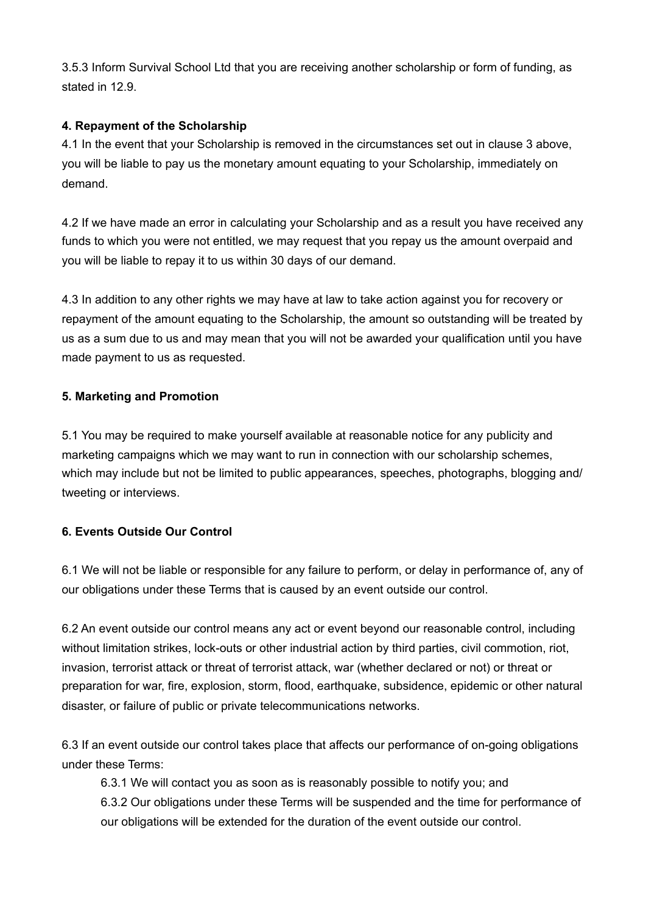3.5.3 Inform Survival School Ltd that you are receiving another scholarship or form of funding, as stated in 12.9.

**4. Repayment of the Scholarship**

4.1 In the event that your Scholarship is removed in the circumstances set out in clause 3 above, you will be liable to pay us the monetary amount equating to your Scholarship, immediately on demand.

4.2 If we have made an error in calculating your Scholarship and as a result you have received any funds to which you were not entitled, we may request that you repay us the amount overpaid and you will be liable to repay it to us within 30 days of our demand.

4.3 In addition to any other rights we may have at law to take action against you for recovery or repayment of the amount equating to the Scholarship, the amount so outstanding will be treated by us as a sum due to us and may mean that you will not be awarded your qualification until you have made payment to us as requested.

**5. Marketing and Promotion**

5.1 You may be required to make yourself available at reasonable notice for any publicity and marketing campaigns which we may want to run in connection with our scholarship schemes, which may include but not be limited to public appearances, speeches, photographs, blogging and/ tweeting or interviews.

**6. Events Outside Our Control**

6.1 We will not be liable or responsible for any failure to perform, or delay in performance of, any of our obligations under these Terms that is caused by an event outside our control.

6.2 An event outside our control means any act or event beyond our reasonable control, including without limitation strikes, lock-outs or other industrial action by third parties, civil commotion, riot, invasion, terrorist attack or threat of terrorist attack, war (whether declared or not) or threat or preparation for war, fire, explosion, storm, flood, earthquake, subsidence, epidemic or other natural disaster, or failure of public or private telecommunications networks.

6.3 If an event outside our control takes place that affects our performance of on-going obligations under these Terms:

6.3.1 We will contact you as soon as is reasonably possible to notify you; and

6.3.2 Our obligations under these Terms will be suspended and the time for performance of our obligations will be extended for the duration of the event outside our control.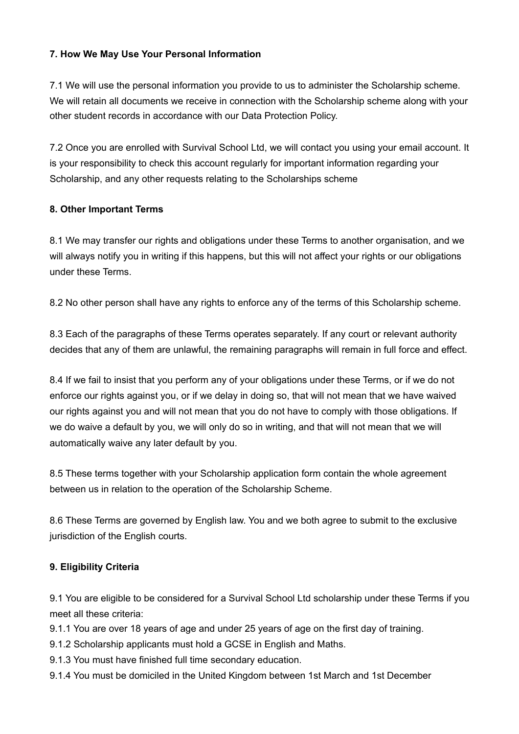**7. How We May Use Your Personal Information**

7.1 We will use the personal information you provide to us to administer the Scholarship scheme. We will retain all documents we receive in connection with the Scholarship scheme along with your other student records in accordance with our Data Protection Policy.

7.2 Once you are enrolled with Survival School Ltd, we will contact you using your email account. It is your responsibility to check this account regularly for important information regarding your Scholarship, and any other requests relating to the Scholarships scheme

**8. Other Important Terms**

8.1 We may transfer our rights and obligations under these Terms to another organisation, and we will always notify you in writing if this happens, but this will not affect your rights or our obligations under these Terms.

8.2 No other person shall have any rights to enforce any of the terms of this Scholarship scheme.

8.3 Each of the paragraphs of these Terms operates separately. If any court or relevant authority decides that any of them are unlawful, the remaining paragraphs will remain in full force and effect.

8.4 If we fail to insist that you perform any of your obligations under these Terms, or if we do not enforce our rights against you, or if we delay in doing so, that will not mean that we have waived our rights against you and will not mean that you do not have to comply with those obligations. If we do waive a default by you, we will only do so in writing, and that will not mean that we will automatically waive any later default by you.

8.5 These terms together with your Scholarship application form contain the whole agreement between us in relation to the operation of the Scholarship Scheme.

8.6 These Terms are governed by English law. You and we both agree to submit to the exclusive jurisdiction of the English courts.

**9. Eligibility Criteria**

9.1 You are eligible to be considered for a Survival School Ltd scholarship under these Terms if you meet all these criteria:

9.1.1 You are over 18 years of age and under 25 years of age on the first day of training.

9.1.2 Scholarship applicants must hold a GCSE in English and Maths.

9.1.3 You must have finished full time secondary education.

9.1.4 You must be domiciled in the United Kingdom between 1st March and 1st December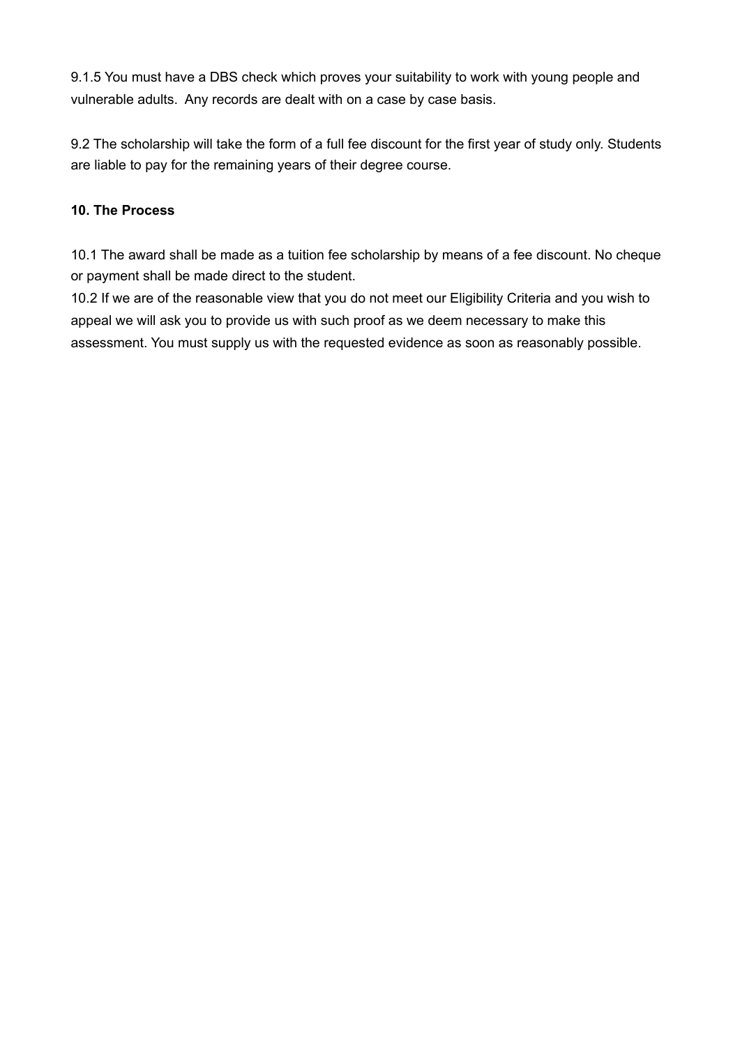9.1.5 You must have a DBS check which proves your suitability to work with young people and vulnerable adults.  Any records are dealt with on a case by case basis.

9.2 The scholarship will take the form of a full fee discount for the first year of study only. Students are liable to pay for the remaining years of their degree course.

**10. The Process**

10.1 The award shall be made as a tuition fee scholarship by means of a fee discount. No cheque or payment shall be made direct to the student.
10.2 If we are of the reasonable view that you do not meet our Eligibility Criteria and you wish to appeal we will ask you to provide us with such proof as we deem necessary to make this assessment. You must supply us with the requested evidence as soon as reasonably possible.